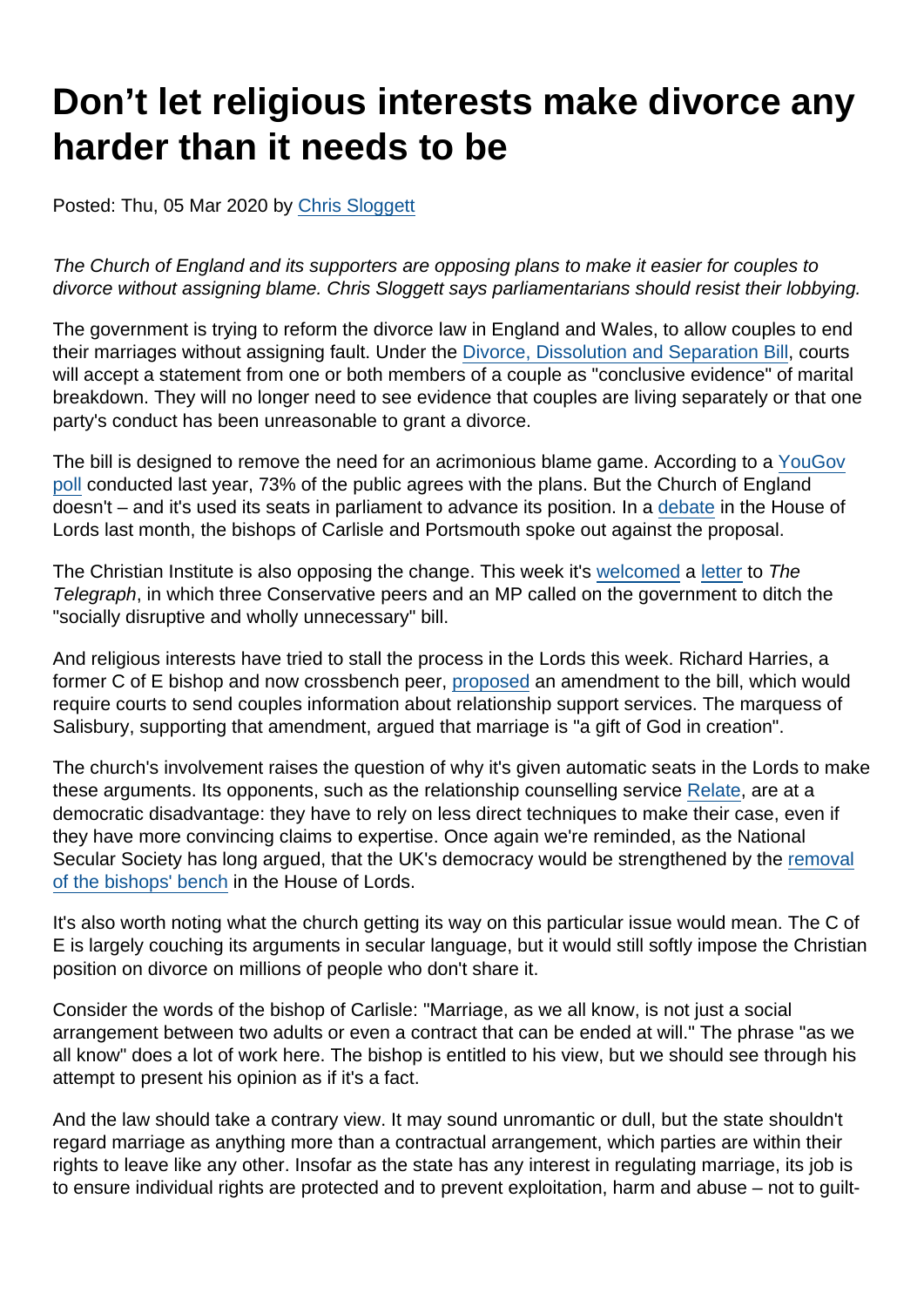# Don't let religious interests make divorce any harder than it needs to be

Posted: Thu, 05 Mar 2020 by [Chris Sloggett]

*The Church of England and its supporters are opposing plans to make it easier for couples to divorce without assigning blame. Chris Sloggett says parliamentarians should resist their lobbying.*

The government is trying to reform the divorce law in England and Wales, to allow couples to end their marriages without assigning fault. Under the [Divorce, Dissolution and Separation Bill], courts will accept a statement from one or both members of a couple as "conclusive evidence" of marital breakdown. They will no longer need to see evidence that couples are living separately or that one party's conduct has been unreasonable to grant a divorce.

The bill is designed to remove the need for an acrimonious blame game. According to a [YouGov poll] conducted last year, 73% of the public agrees with the plans. But the Church of England doesn't – and it's used its seats in parliament to advance its position. In a [debate] in the House of Lords last month, the bishops of Carlisle and Portsmouth spoke out against the proposal.

The Christian Institute is also opposing the change. This week it's [welcomed] a [letter] to *The Telegraph*, in which three Conservative peers and an MP called on the government to ditch the "socially disruptive and wholly unnecessary" bill.

And religious interests have tried to stall the process in the Lords this week. Richard Harries, a former C of E bishop and now crossbench peer, [proposed] an amendment to the bill, which would require courts to send couples information about relationship support services. The marquess of Salisbury, supporting that amendment, argued that marriage is "a gift of God in creation".

The church's involvement raises the question of why it's given automatic seats in the Lords to make these arguments. Its opponents, such as the relationship counselling service [Relate], are at a democratic disadvantage: they have to rely on less direct techniques to make their case, even if they have more convincing claims to expertise. Once again we're reminded, as the National Secular Society has long argued, that the UK's democracy would be strengthened by the [removal of the bishops' bench] in the House of Lords.

It's also worth noting what the church getting its way on this particular issue would mean. The C of E is largely couching its arguments in secular language, but it would still softly impose the Christian position on divorce on millions of people who don't share it.

Consider the words of the bishop of Carlisle: "Marriage, as we all know, is not just a social arrangement between two adults or even a contract that can be ended at will." The phrase "as we all know" does a lot of work here. The bishop is entitled to his view, but we should see through his attempt to present his opinion as if it's a fact.

And the law should take a contrary view. It may sound unromantic or dull, but the state shouldn't regard marriage as anything more than a contractual arrangement, which parties are within their rights to leave like any other. Insofar as the state has any interest in regulating marriage, its job is to ensure individual rights are protected and to prevent exploitation, harm and abuse – not to guilt-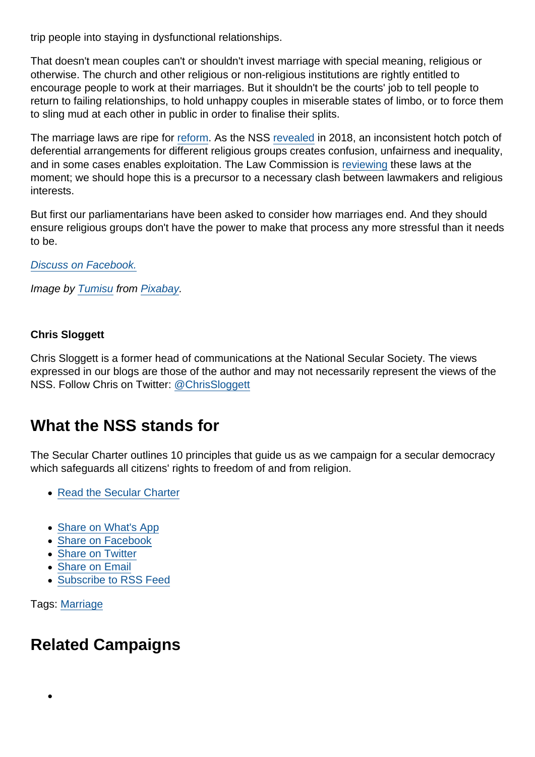trip people into staying in dysfunctional relationships.

That doesn't mean couples can't or shouldn't invest marriage with special meaning, religious or otherwise. The church and other religious or non-religious institutions are rightly entitled to encourage people to work at their marriages. But it shouldn't be the courts' job to tell people to return to failing relationships, to hold unhappy couples in miserable states of limbo, or to force them to sling mud at each other in public in order to finalise their splits.

The marriage laws are ripe for reform. As the NSS revealed in 2018, an inconsistent hotch potch of deferential arrangements for different religious groups creates confusion, unfairness and inequality, and in some cases enables exploitation. The Law Commission is reviewing these laws at the moment; we should hope this is a precursor to a necessary clash between lawmakers and religious interests.

But first our parliamentarians have been asked to consider how marriages end. And they should ensure religious groups don't have the power to make that process any more stressful than it needs to be.

*Discuss on Facebook.*

*Image by Tumisu from Pixabay.*

**Chris Sloggett**

Chris Sloggett is a former head of communications at the National Secular Society. The views expressed in our blogs are those of the author and may not necessarily represent the views of the NSS. Follow Chris on Twitter: @ChrisSloggett

## What the NSS stands for

The Secular Charter outlines 10 principles that guide us as we campaign for a secular democracy which safeguards all citizens' rights to freedom of and from religion.

- Read the Secular Charter

- Share on What's App
- Share on Facebook
- Share on Twitter
- Share on Email
- Subscribe to RSS Feed

Tags: Marriage

## Related Campaigns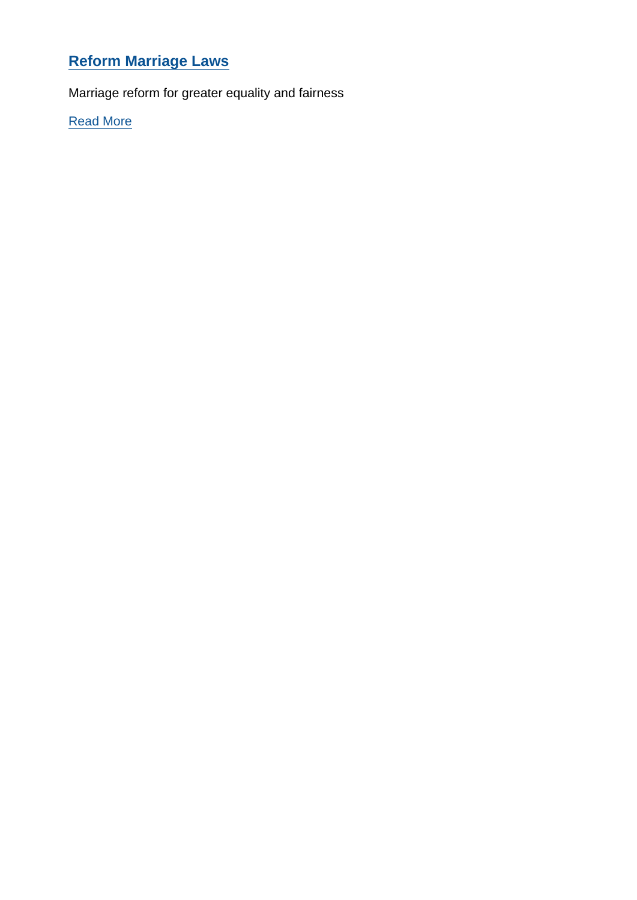## Reform Marriage Laws

Marriage reform for greater equality and fairness

Read More